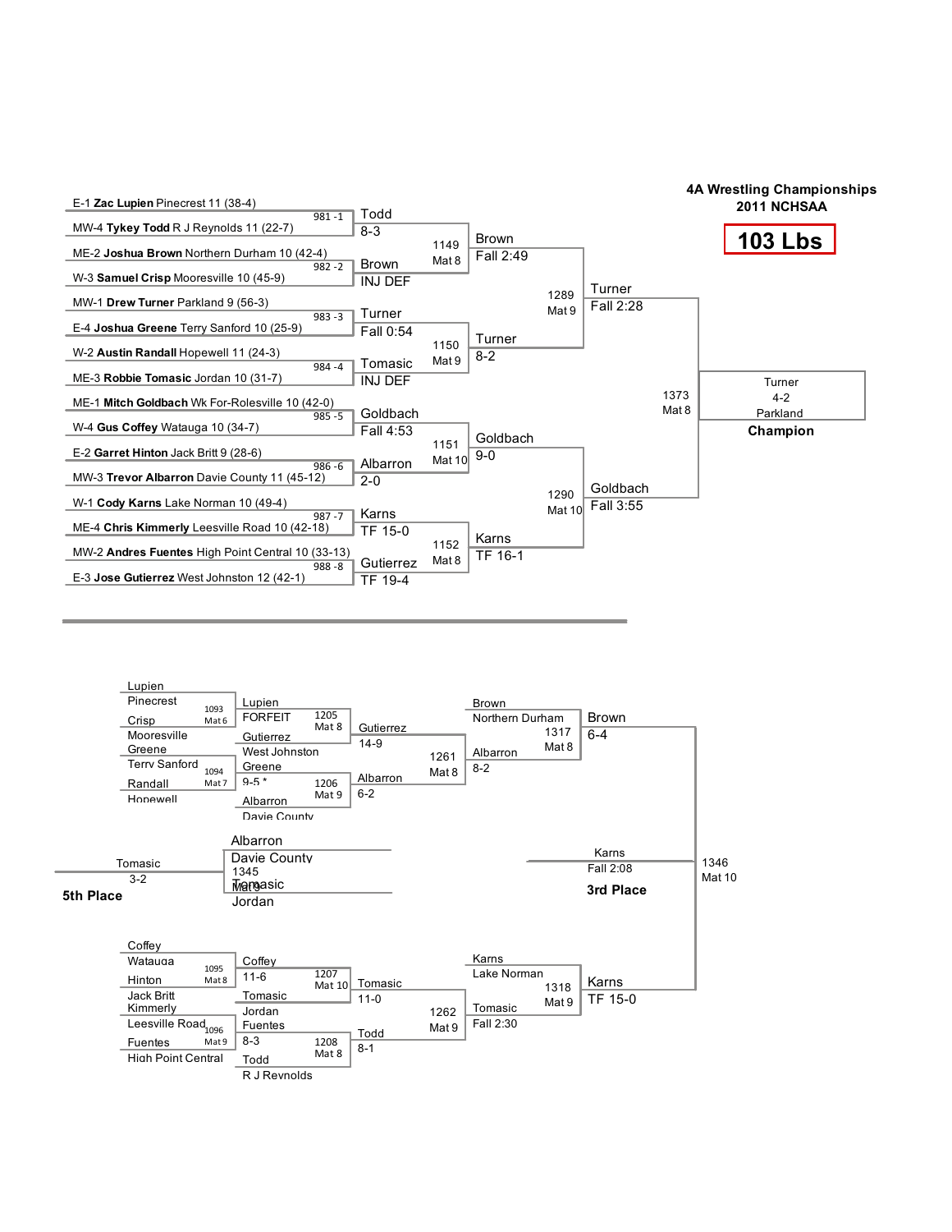# 4A Wrestling Championships 2011 NCHSAA

## 103 Lbs

### Championship Bracket

**First Round**

| Match | Mat | Wrestler 1 | Wrestler 2 | Winner | Result |
|---|---|---|---|---|---|
| 981 | 1 | E-1 **Zac Lupien** Pinecrest 11 (38-4) | MW-4 **Tykey Todd** R J Reynolds 11 (22-7) | Todd | 8-3 |
| 982 | 2 | ME-2 **Joshua Brown** Northern Durham 10 (42-4) | W-3 **Samuel Crisp** Mooresville 10 (45-9) | Brown | INJ DEF |
| 983 | 3 | MW-1 **Drew Turner** Parkland 9 (56-3) | E-4 **Joshua Greene** Terry Sanford 10 (25-9) | Turner | Fall 0:54 |
| 984 | 4 | W-2 **Austin Randall** Hopewell 11 (24-3) | ME-3 **Robbie Tomasic** Jordan 10 (31-7) | Tomasic | INJ DEF |
| 985 | 5 | ME-1 **Mitch Goldbach** Wk For-Rolesville 10 (42-0) | W-4 **Gus Coffey** Watauga 10 (34-7) | Goldbach | Fall 4:53 |
| 986 | 6 | E-2 **Garret Hinton** Jack Britt 9 (28-6) | MW-3 **Trevor Albarron** Davie County 11 (45-12) | Albarron | 2-0 |
| 987 | 7 | W-1 **Cody Karns** Lake Norman 10 (49-4) | ME-4 **Chris Kimmerly** Leesville Road 10 (42-18) | Karns | TF 15-0 |
| 988 | 8 | MW-2 **Andres Fuentes** High Point Central 10 (33-13) | E-3 **Jose Gutierrez** West Johnston 12 (42-1) | Gutierrez | TF 19-4 |

**Quarterfinals**

| Match | Mat | Winner | Result |
|---|---|---|---|
| 1149 | Mat 8 | Brown | Fall 2:49 |
| 1150 | Mat 9 | Turner | 8-2 |
| 1151 | Mat 10 | Goldbach | 9-0 |
| 1152 | Mat 8 | Karns | TF 16-1 |

**Semifinals**

| Match | Mat | Winner | Result |
|---|---|---|---|
| 1289 | Mat 9 | Turner | Fall 2:28 |
| 1290 | Mat 10 | Goldbach | Fall 3:55 |

**Final**

| Match | Mat | Winner | Result |
|---|---|---|---|
| 1373 | Mat 8 | Turner, Parkland | 4-2 |

**Champion:** Turner, Parkland

### Consolation Bracket

| Match | Mat | Wrestler 1 | Wrestler 2 | Winner | Result |
|---|---|---|---|---|---|
| 1093 | Mat 6 | Lupien, Pinecrest | Crisp, Mooresville | Lupien | FORFEIT |
| 1094 | Mat 7 | Greene, Terry Sanford | Randall, Hopewell | Greene | 9-5 * |
| 1095 | Mat 8 | Coffey, Watauga | Hinton, Jack Britt | Coffey | 11-6 |
| 1096 | Mat 9 | Kimmerly, Leesville Road | Fuentes, High Point Central | Fuentes | 8-3 |
| 1205 | Mat 8 | Lupien | Gutierrez, West Johnston | Gutierrez | 14-9 |
| 1206 | Mat 9 | Greene | Albarron, Davie County | Albarron | 6-2 |
| 1207 | Mat 10 | Coffey | Tomasic, Jordan | Tomasic | 11-0 |
| 1208 | Mat 8 | Fuentes | Todd, R J Reynolds | Todd | 8-1 |
| 1261 | Mat 8 | Gutierrez | Albarron | Albarron | 8-2 |
| 1262 | Mat 9 | Tomasic | Todd | Tomasic | Fall 2:30 |
| 1317 | Mat 8 | Brown, Northern Durham | Albarron | Brown | 6-4 |
| 1318 | Mat 9 | Karns, Lake Norman | Tomasic | Karns | TF 15-0 |

**3rd Place** (1346, Mat 10): Brown vs. Karns — Karns, Fall 2:08

**5th Place** (1345, Mat 9): Albarron, Davie County vs. Tomasic, Jordan — Tomasic, 3-2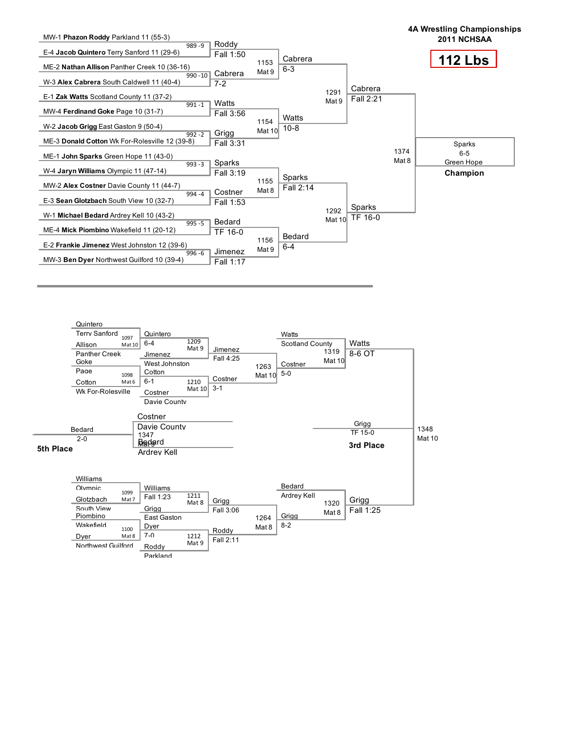# 4A Wrestling Championships
## 2011 NCHSAA

## 112 Lbs

### Championship Bracket

**First Round**

| Bout | Wrestlers | Winner | Result |
|---|---|---|---|
| 989 - 9 | MW-1 **Phazon Roddy** Parkland 11 (55-3) vs. E-4 **Jacob Quintero** Terry Sanford 11 (29-6) | Roddy | Fall 1:50 |
| 990 - 10 | ME-2 **Nathan Allison** Panther Creek 10 (36-16) vs. W-3 **Alex Cabrera** South Caldwell 11 (40-4) | Cabrera | 7-2 |
| 991 - 1 | E-1 **Zak Watts** Scotland County 11 (37-2) vs. MW-4 **Ferdinand Goke** Page 10 (31-7) | Watts | Fall 3:56 |
| 992 - 2 | W-2 **Jacob Grigg** East Gaston 9 (50-4) vs. ME-3 **Donald Cotton** Wk For-Rolesville 12 (39-8) | Grigg | Fall 3:31 |
| 993 - 3 | ME-1 **John Sparks** Green Hope 11 (43-0) vs. W-4 **Jaryn Williams** Olympic 11 (47-14) | Sparks | Fall 3:19 |
| 994 - 4 | MW-2 **Alex Costner** Davie County 11 (44-7) vs. E-3 **Sean Glotzbach** South View 10 (32-7) | Costner | Fall 1:53 |
| 995 - 5 | W-1 **Michael Bedard** Ardrey Kell 10 (43-2) vs. ME-4 **Mick Piombino** Wakefield 11 (20-12) | Bedard | TF 16-0 |
| 996 - 6 | E-2 **Frankie Jimenez** West Johnston 12 (39-6) vs. MW-3 **Ben Dyer** Northwest Guilford 10 (39-4) | Jimenez | Fall 1:17 |

**Quarterfinals**

| Bout | Winner | Result |
|---|---|---|
| 1153 Mat 9 | Cabrera | 6-3 |
| 1154 Mat 10 | Watts | 10-8 |
| 1155 Mat 8 | Sparks | Fall 2:14 |
| 1156 Mat 9 | Bedard | 6-4 |

**Semifinals**

| Bout | Winner | Result |
|---|---|---|
| 1291 Mat 9 | Cabrera | Fall 2:21 |
| 1292 Mat 10 | Sparks | TF 16-0 |

**Final**

| Bout | Winner | Result |
|---|---|---|
| 1374 Mat 8 | Sparks, Green Hope | 6-5 |

**Champion:** Sparks, Green Hope

### Consolation Bracket

| Bout | Wrestlers | Winner | Result |
|---|---|---|---|
| 1097 Mat 10 | Quintero, Terry Sanford vs. Allison, Panther Creek | Quintero | 6-4 |
| 1098 Mat 6 | Goke, Page vs. Cotton, Wk For-Rolesville | Cotton | 6-1 |
| 1099 Mat 7 | Williams, Olympic vs. Glotzbach, South View | Williams | Fall 1:23 |
| 1100 Mat 8 | Piombino, Wakefield vs. Dyer, Northwest Guilford | Dyer | 7-0 |
| 1209 Mat 9 | Quintero vs. Jimenez, West Johnston | Jimenez | Fall 4:25 |
| 1210 Mat 10 | Cotton vs. Costner, Davie County | Costner | 3-1 |
| 1211 Mat 8 | Williams vs. Grigg, East Gaston | Grigg | Fall 3:06 |
| 1212 Mat 9 | Dyer vs. Roddy, Parkland | Roddy | Fall 2:11 |
| 1263 Mat 10 | Jimenez vs. Costner | Costner | 5-0 |
| 1264 Mat 8 | Grigg vs. Roddy | Grigg | 8-2 |
| 1319 Mat 10 | Watts, Scotland County vs. Costner | Watts | 8-6 OT |
| 1320 Mat 8 | Bedard, Ardrey Kell vs. Grigg | Grigg | Fall 1:25 |
| 1348 Mat 10 | Watts vs. Grigg | Grigg | TF 15-0 |
| 1347 Mat 9 | Costner, Davie County vs. Bedard, Ardrey Kell | Bedard | 2-0 |

**3rd Place:** Grigg (TF 15-0)

**5th Place:** Bedard (2-0)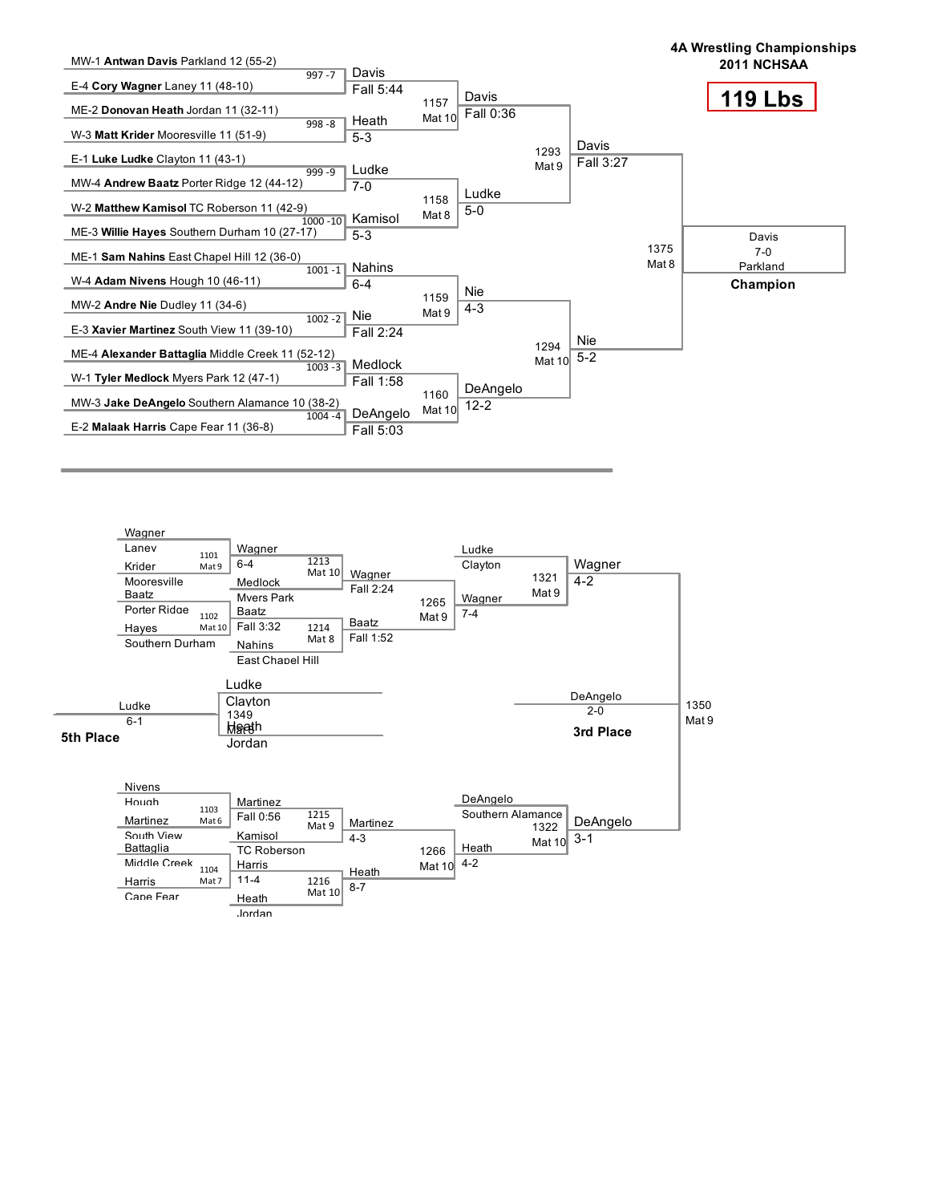# 4A Wrestling Championships
## 2011 NCHSAA
## 119 Lbs

### Championship Bracket

**First Round**

| Bout | Wrestler 1 | Wrestler 2 | Winner | Result |
|---|---|---|---|---|
| 997 -7 | MW-1 **Antwan Davis** Parkland 12 (55-2) | E-4 **Cory Wagner** Laney 11 (48-10) | Davis | Fall 5:44 |
| 998 -8 | ME-2 **Donovan Heath** Jordan 11 (32-11) | W-3 **Matt Krider** Mooresville 11 (51-9) | Heath | 5-3 |
| 999 -9 | E-1 **Luke Ludke** Clayton 11 (43-1) | MW-4 **Andrew Baatz** Porter Ridge 12 (44-12) | Ludke | 7-0 |
| 1000 -10 | W-2 **Matthew Kamisol** TC Roberson 11 (42-9) | ME-3 **Willie Hayes** Southern Durham 10 (27-17) | Kamisol | 5-3 |
| 1001 -1 | ME-1 **Sam Nahins** East Chapel Hill 12 (36-0) | W-4 **Adam Nivens** Hough 10 (46-11) | Nahins | 6-4 |
| 1002 -2 | MW-2 **Andre Nie** Dudley 11 (34-6) | E-3 **Xavier Martinez** South View 11 (39-10) | Nie | Fall 2:24 |
| 1003 -3 | ME-4 **Alexander Battaglia** Middle Creek 11 (52-12) | W-1 **Tyler Medlock** Myers Park 12 (47-1) | Medlock | Fall 1:58 |
| 1004 -4 | MW-3 **Jake DeAngelo** Southern Alamance 10 (38-2) | E-2 **Malaak Harris** Cape Fear 11 (36-8) | DeAngelo | Fall 5:03 |

**Quarterfinals**

| Bout | Mat | Winner | Result |
|---|---|---|---|
| 1157 | Mat 10 | Davis | Fall 0:36 |
| 1158 | Mat 8 | Ludke | 5-0 |
| 1159 | Mat 9 | Nie | 4-3 |
| 1160 | Mat 10 | DeAngelo | 12-2 |

**Semifinals**

| Bout | Mat | Winner | Result |
|---|---|---|---|
| 1293 | Mat 9 | Davis | Fall 3:27 |
| 1294 | Mat 10 | Nie | 5-2 |

**Final**

| Bout | Mat | Winner | Result |
|---|---|---|---|
| 1375 | Mat 8 | Davis, Parkland | 7-0 |

**Champion:** Davis, Parkland

### Consolation Bracket

| Bout | Mat | Wrestler 1 | Wrestler 2 | Winner | Result |
|---|---|---|---|---|---|
| 1101 | Mat 9 | Wagner, Laney | Krider, Mooresville | Wagner | 6-4 |
| 1102 | Mat 10 | Baatz, Porter Ridge | Hayes, Southern Durham | Baatz | Fall 3:32 |
| 1103 | Mat 6 | Nivens, Hough | Martinez, South View | Martinez | Fall 0:56 |
| 1104 | Mat 7 | Battaglia, Middle Creek | Harris, Cape Fear | Harris | 11-4 |
| 1213 | Mat 10 | Wagner | Medlock, Myers Park | Wagner | Fall 2:24 |
| 1214 | Mat 8 | Baatz | Nahins, East Chapel Hill | Baatz | Fall 1:52 |
| 1215 | Mat 9 | Martinez | Kamisol, TC Roberson | Martinez | 4-3 |
| 1216 | Mat 10 | Harris | Heath, Jordan | Heath | 8-7 |
| 1265 | Mat 9 | Wagner | Baatz | Wagner | 7-4 |
| 1266 | Mat 10 | Martinez | Heath | Heath | 4-2 |
| 1321 | Mat 9 | Ludke, Clayton | Wagner | Wagner | 4-2 |
| 1322 | Mat 10 | DeAngelo, Southern Alamance | Heath | DeAngelo | 3-1 |
| 1349 | Mat 8 | Ludke, Clayton | Heath, Jordan | Ludke | 6-1 |
| 1350 | Mat 9 | Wagner | DeAngelo | DeAngelo | 2-0 |

**3rd Place:** DeAngelo 2-0

**5th Place:** Ludke 6-1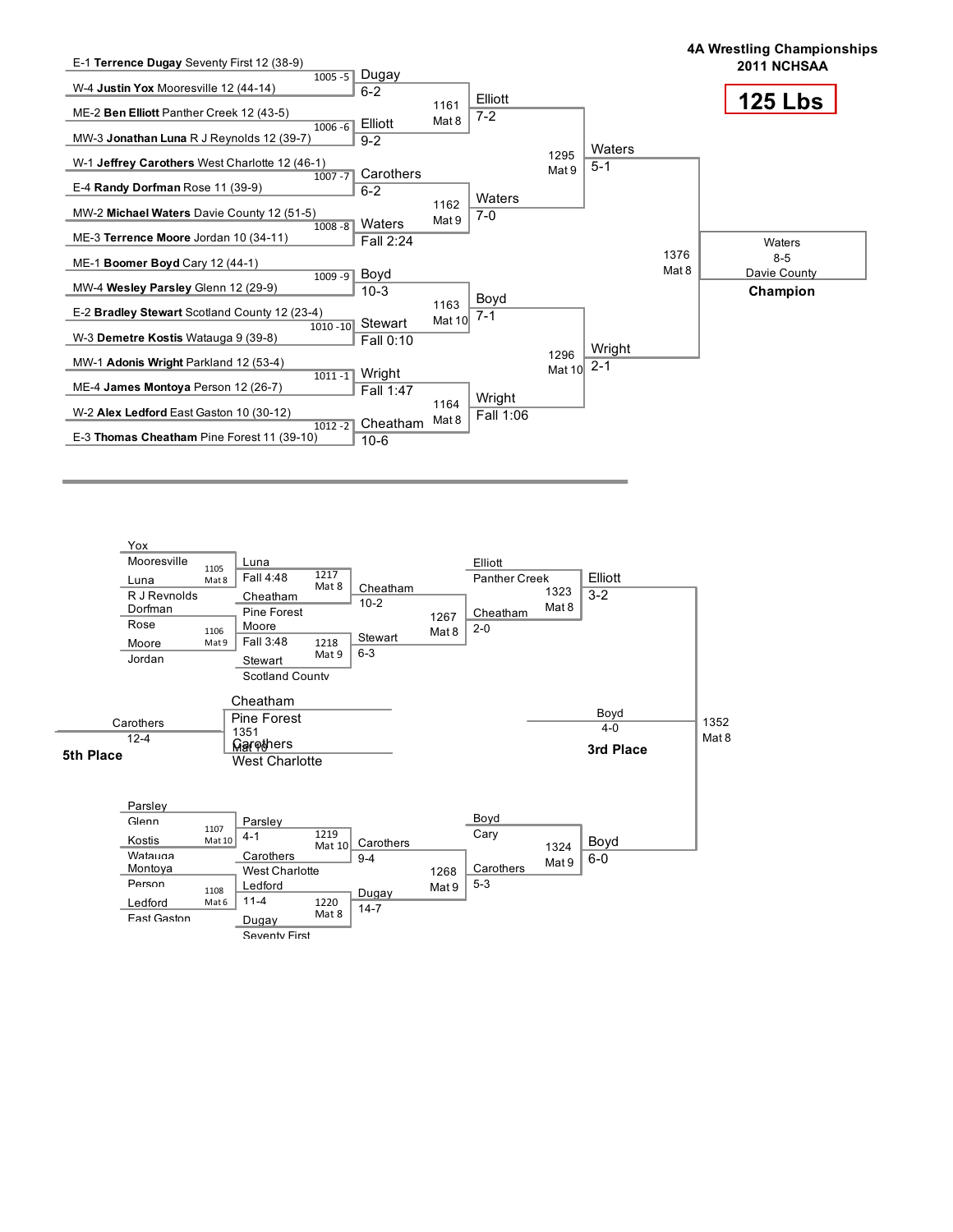# 4A Wrestling Championships
## 2011 NCHSAA
### 125 Lbs

## Championship Bracket

### First Round

| Bout | Wrestler 1 | Wrestler 2 | Winner | Result |
|---|---|---|---|---|
| 1005 -5 | E-1 **Terrence Dugay** Seventy First 12 (38-9) | W-4 **Justin Yox** Mooresville 12 (44-14) | Dugay | 6-2 |
| 1006 -6 | ME-2 **Ben Elliott** Panther Creek 12 (43-5) | MW-3 **Jonathan Luna** R J Reynolds 12 (39-7) | Elliott | 9-2 |
| 1007 -7 | W-1 **Jeffrey Carothers** West Charlotte 12 (46-1) | E-4 **Randy Dorfman** Rose 11 (39-9) | Carothers | 6-2 |
| 1008 -8 | MW-2 **Michael Waters** Davie County 12 (51-5) | ME-3 **Terrence Moore** Jordan 10 (34-11) | Waters | Fall 2:24 |
| 1009 -9 | ME-1 **Boomer Boyd** Cary 12 (44-1) | MW-4 **Wesley Parsley** Glenn 12 (29-9) | Boyd | 10-3 |
| 1010 -10 | E-2 **Bradley Stewart** Scotland County 12 (23-4) | W-3 **Demetre Kostis** Watauga 9 (39-8) | Stewart | Fall 0:10 |
| 1011 -1 | MW-1 **Adonis Wright** Parkland 12 (53-4) | ME-4 **James Montoya** Person 12 (26-7) | Wright | Fall 1:47 |
| 1012 -2 | W-2 **Alex Ledford** East Gaston 10 (30-12) | E-3 **Thomas Cheatham** Pine Forest 11 (39-10) | Cheatham | 10-6 |

### Quarterfinals

| Bout | Mat | Wrestler 1 | Wrestler 2 | Winner | Result |
|---|---|---|---|---|---|
| 1161 | Mat 8 | Dugay | Elliott | Elliott | 7-2 |
| 1162 | Mat 9 | Carothers | Waters | Waters | 7-0 |
| 1163 | Mat 10 | Boyd | Stewart | Boyd | 7-1 |
| 1164 | Mat 8 | Wright | Cheatham | Wright | Fall 1:06 |

### Semifinals

| Bout | Mat | Wrestler 1 | Wrestler 2 | Winner | Result |
|---|---|---|---|---|---|
| 1295 | Mat 9 | Elliott | Waters | Waters | 5-1 |
| 1296 | Mat 10 | Boyd | Wright | Wright | 2-1 |

### Final

| Bout | Mat | Wrestler 1 | Wrestler 2 | Winner | Result |
|---|---|---|---|---|---|
| 1376 | Mat 8 | Waters | Wright | Waters, Davie County | 8-5 |

**Champion:** Waters, Davie County (8-5)

## Consolation Bracket

### Consolation Round 1

| Bout | Mat | Wrestler 1 | Wrestler 2 | Winner | Result |
|---|---|---|---|---|---|
| 1105 | Mat 8 | Yox, Mooresville | Luna, R J Reynolds | Luna | Fall 4:48 |
| 1106 | Mat 9 | Dorfman, Rose | Moore, Jordan | Moore | Fall 3:48 |
| 1107 | Mat 10 | Parsley, Glenn | Kostis, Watauga | Parsley | 4-1 |
| 1108 | Mat 6 | Montoya, Person | Ledford, East Gaston | Ledford | 11-4 |

### Consolation Round 2

| Bout | Mat | Wrestler 1 | Wrestler 2 | Winner | Result |
|---|---|---|---|---|---|
| 1217 | Mat 8 | Luna | Cheatham, Pine Forest | Cheatham | 10-2 |
| 1218 | Mat 9 | Moore | Stewart, Scotland County | Stewart | 6-3 |
| 1219 | Mat 10 | Parsley | Carothers, West Charlotte | Carothers | 9-4 |
| 1220 | Mat 8 | Ledford | Dugay, Seventy First | Dugay | 14-7 |

### Consolation Quarterfinals

| Bout | Mat | Wrestler 1 | Wrestler 2 | Winner | Result |
|---|---|---|---|---|---|
| 1267 | Mat 8 | Cheatham | Stewart | Cheatham | 2-0 |
| 1268 | Mat 9 | Carothers | Dugay | Carothers | 5-3 |

### Consolation Semifinals

| Bout | Mat | Wrestler 1 | Wrestler 2 | Winner | Result |
|---|---|---|---|---|---|
| 1323 | Mat 8 | Elliott, Panther Creek | Cheatham | Elliott | 3-2 |
| 1324 | Mat 9 | Boyd, Cary | Carothers | Boyd | 6-0 |

### 3rd Place

| Bout | Mat | Wrestler 1 | Wrestler 2 | Winner | Result |
|---|---|---|---|---|---|
| 1352 | Mat 8 | Elliott | Boyd | Boyd | 4-0 |

**3rd Place:** Boyd (4-0)

### 5th Place

| Bout | Mat | Wrestler 1 | Wrestler 2 | Winner | Result |
|---|---|---|---|---|---|
| 1351 | Mat 10 | Cheatham, Pine Forest | Carothers, West Charlotte | Carothers | 12-4 |

**5th Place:** Carothers (12-4)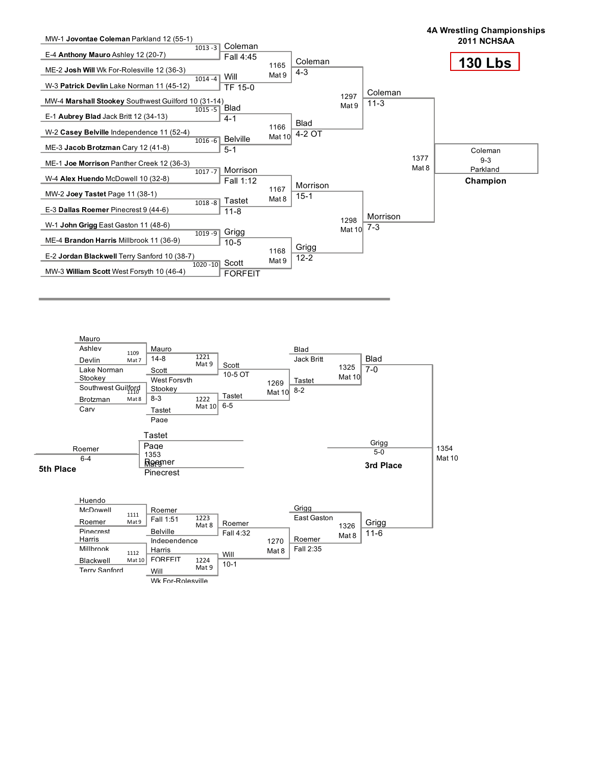# 4A Wrestling Championships
## 2011 NCHSAA

## 130 Lbs

### Championship Bracket

**First Round**

| Bout | Wrestler 1 | Wrestler 2 | Winner | Result |
|---|---|---|---|---|
| 1013 -3 | MW-1 **Jovontae Coleman** Parkland 12 (55-1) | E-4 **Anthony Mauro** Ashley 12 (20-7) | Coleman | Fall 4:45 |
| 1014 -4 | ME-2 **Josh Will** Wk For-Rolesville 12 (36-3) | W-3 **Patrick Devlin** Lake Norman 11 (45-12) | Will | TF 15-0 |
| 1015 -5 | MW-4 **Marshall Stookey** Southwest Guilford 10 (31-14) | E-1 **Aubrey Blad** Jack Britt 12 (34-13) | Blad | 4-1 |
| 1016 -6 | W-2 **Casey Belville** Independence 11 (52-4) | ME-3 **Jacob Brotzman** Cary 12 (41-8) | Belville | 5-1 |
| 1017 -7 | ME-1 **Joe Morrison** Panther Creek 12 (36-3) | W-4 **Alex Huendo** McDowell 10 (32-8) | Morrison | Fall 1:12 |
| 1018 -8 | MW-2 **Joey Tastet** Page 11 (38-1) | E-3 **Dallas Roemer** Pinecrest 9 (44-6) | Tastet | 11-8 |
| 1019 -9 | W-1 **John Grigg** East Gaston 11 (48-6) | ME-4 **Brandon Harris** Millbrook 11 (36-9) | Grigg | 10-5 |
| 1020 -10 | E-2 **Jordan Blackwell** Terry Sanford 10 (38-7) | MW-3 **William Scott** West Forsyth 10 (46-4) | Scott | FORFEIT |

**Quarterfinals**

| Bout | Mat | Winner | Result |
|---|---|---|---|
| 1165 | Mat 9 | Coleman | 4-3 |
| 1166 | Mat 10 | Blad | 4-2 OT |
| 1167 | Mat 8 | Morrison | 15-1 |
| 1168 | Mat 9 | Grigg | 12-2 |

**Semifinals**

| Bout | Mat | Winner | Result |
|---|---|---|---|
| 1297 | Mat 9 | Coleman | 11-3 |
| 1298 | Mat 10 | Morrison | 7-3 |

**Final**

| Bout | Mat | Winner | Result |
|---|---|---|---|
| 1377 | Mat 8 | Coleman, Parkland | 9-3 |

**Champion:** Coleman, Parkland

### Consolation Bracket

**Consolation Round 1**

| Bout | Mat | Wrestler 1 | Wrestler 2 | Winner | Result |
|---|---|---|---|---|---|
| 1109 | Mat 7 | Mauro, Ashley | Devlin, Lake Norman | Mauro | 14-8 |
| 1110 | Mat 8 | Stookey, Southwest Guilford | Brotzman, Cary | Stookey | 8-3 |
| 1111 | Mat 9 | Huendo, McDowell | Roemer, Pinecrest | Roemer | Fall 1:51 |
| 1112 | Mat 10 | Harris, Millbrook | Blackwell, Terry Sanford | Harris | FORFEIT |

**Consolation Round 2**

| Bout | Mat | Wrestler 1 | Wrestler 2 | Winner | Result |
|---|---|---|---|---|---|
| 1221 | Mat 9 | Mauro | Scott, West Forsyth | Scott | 10-5 OT |
| 1222 | Mat 10 | Stookey | Tastet, Page | Tastet | 6-5 |
| 1223 | Mat 8 | Roemer | Belville, Independence | Roemer | Fall 4:32 |
| 1224 | Mat 9 | Harris | Will, Wk For-Rolesville | Will | 10-1 |

**Consolation Quarterfinals**

| Bout | Mat | Wrestler 1 | Wrestler 2 | Winner | Result |
|---|---|---|---|---|---|
| 1269 | Mat 10 | Scott | Tastet | Tastet | 8-2 |
| 1270 | Mat 8 | Roemer | Will | Roemer | Fall 2:35 |

**Consolation Semifinals**

| Bout | Mat | Wrestler 1 | Wrestler 2 | Winner | Result |
|---|---|---|---|---|---|
| 1325 | Mat 10 | Blad, Jack Britt | Tastet | Blad | 7-0 |
| 1326 | Mat 8 | Grigg, East Gaston | Roemer | Grigg | 11-6 |

**3rd Place** (1354, Mat 10): Grigg 5-0

**5th Place** (1353, Mat 9): Tastet, Page vs. Roemer, Pinecrest — Roemer 6-4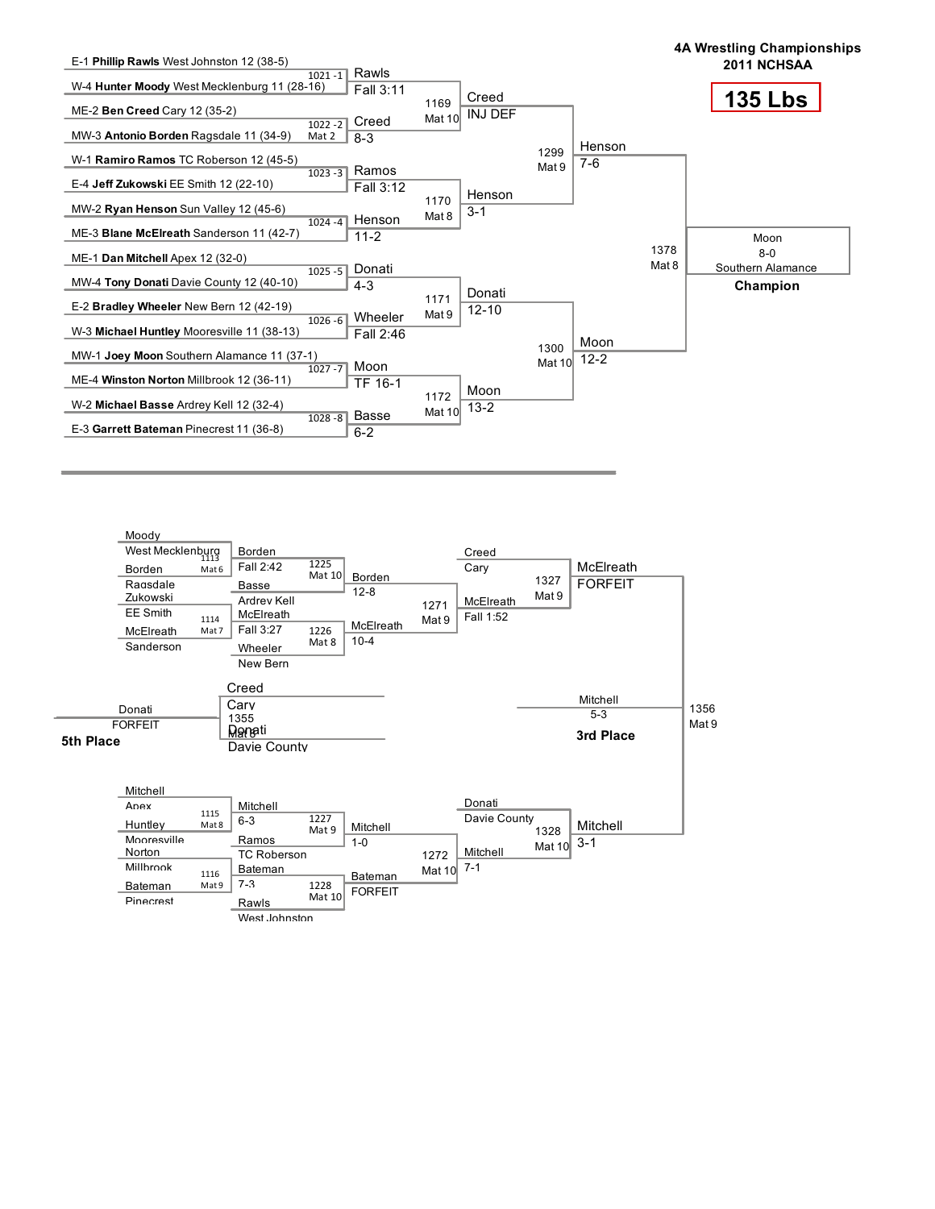# 4A Wrestling Championships
## 2011 NCHSAA

**135 Lbs**

## Championship Bracket

### First Round

| Bout | Mat | Wrestler 1 | Wrestler 2 | Winner | Result |
|---|---|---|---|---|---|
| 1021 -1 | | E-1 **Phillip Rawls** West Johnston 12 (38-5) | W-4 **Hunter Moody** West Mecklenburg 11 (28-16) | Rawls | Fall 3:11 |
| 1022 -2 | Mat 2 | ME-2 **Ben Creed** Cary 12 (35-2) | MW-3 **Antonio Borden** Ragsdale 11 (34-9) | Creed | 8-3 |
| 1023 -3 | | W-1 **Ramiro Ramos** TC Roberson 12 (45-5) | E-4 **Jeff Zukowski** EE Smith 12 (22-10) | Ramos | Fall 3:12 |
| 1024 -4 | | MW-2 **Ryan Henson** Sun Valley 12 (45-6) | ME-3 **Blane McElreath** Sanderson 11 (42-7) | Henson | 11-2 |
| 1025 -5 | | ME-1 **Dan Mitchell** Apex 12 (32-0) | MW-4 **Tony Donati** Davie County 12 (40-10) | Donati | 4-3 |
| 1026 -6 | | E-2 **Bradley Wheeler** New Bern 12 (42-19) | W-3 **Michael Huntley** Mooresville 11 (38-13) | Wheeler | Fall 2:46 |
| 1027 -7 | | MW-1 **Joey Moon** Southern Alamance 11 (37-1) | ME-4 **Winston Norton** Millbrook 12 (36-11) | Moon | TF 16-1 |
| 1028 -8 | | W-2 **Michael Basse** Ardrey Kell 12 (32-4) | E-3 **Garrett Bateman** Pinecrest 11 (36-8) | Basse | 6-2 |

### Quarterfinals

| Bout | Mat | Winner | Result |
|---|---|---|---|
| 1169 | Mat 10 | Creed | INJ DEF |
| 1170 | Mat 8 | Henson | 3-1 |
| 1171 | Mat 9 | Donati | 12-10 |
| 1172 | Mat 10 | Moon | 13-2 |

### Semifinals

| Bout | Mat | Winner | Result |
|---|---|---|---|
| 1299 | Mat 9 | Henson | 7-6 |
| 1300 | Mat 10 | Moon | 12-2 |

### Final

| Bout | Mat | Winner | Result |
|---|---|---|---|
| 1378 | Mat 8 | Moon, Southern Alamance | 8-0 |

**Champion:** Moon, Southern Alamance

## Consolation Bracket

### Consolation First Round

| Bout | Mat | Wrestler 1 | Wrestler 2 | Winner | Result |
|---|---|---|---|---|---|
| 1113 | Mat 6 | Moody, West Mecklenburg | Borden, Ragsdale | Borden | Fall 2:42 |
| 1114 | Mat 7 | Zukowski, EE Smith | McElreath, Sanderson | McElreath | Fall 3:27 |
| 1115 | Mat 8 | Mitchell, Apex | Huntley, Mooresville | Mitchell | 6-3 |
| 1116 | Mat 9 | Norton, Millbrook | Bateman, Pinecrest | Bateman | 7-3 |

### Consolation Second Round

| Bout | Mat | Wrestler 1 | Wrestler 2 | Winner | Result |
|---|---|---|---|---|---|
| 1225 | Mat 10 | Borden | Basse, Ardrey Kell | Borden | 12-8 |
| 1226 | Mat 8 | McElreath | Wheeler, New Bern | McElreath | 10-4 |
| 1227 | Mat 9 | Mitchell | Ramos, TC Roberson | Mitchell | 1-0 |
| 1228 | Mat 10 | Bateman | Rawls, West Johnston | Bateman | FORFEIT |

### Consolation Quarterfinals

| Bout | Mat | Wrestler 1 | Wrestler 2 | Winner | Result |
|---|---|---|---|---|---|
| 1271 | Mat 9 | Borden | McElreath | McElreath | Fall 1:52 |
| 1272 | Mat 10 | Mitchell | Bateman | Mitchell | 7-1 |

### Consolation Semifinals

| Bout | Mat | Wrestler 1 | Wrestler 2 | Winner | Result |
|---|---|---|---|---|---|
| 1327 | Mat 9 | Creed, Cary | McElreath | McElreath | FORFEIT |
| 1328 | Mat 10 | Donati, Davie County | Mitchell | Mitchell | 3-1 |

### 3rd Place

| Bout | Mat | Wrestler 1 | Wrestler 2 | Winner | Result |
|---|---|---|---|---|---|
| 1356 | Mat 9 | McElreath | Mitchell | Mitchell | 5-3 |

**3rd Place:** Mitchell

### 5th Place

| Bout | Mat | Wrestler 1 | Wrestler 2 | Winner | Result |
|---|---|---|---|---|---|
| 1355 | Mat 8 | Creed, Cary | Donati, Davie County | Donati | FORFEIT |

**5th Place:** Donati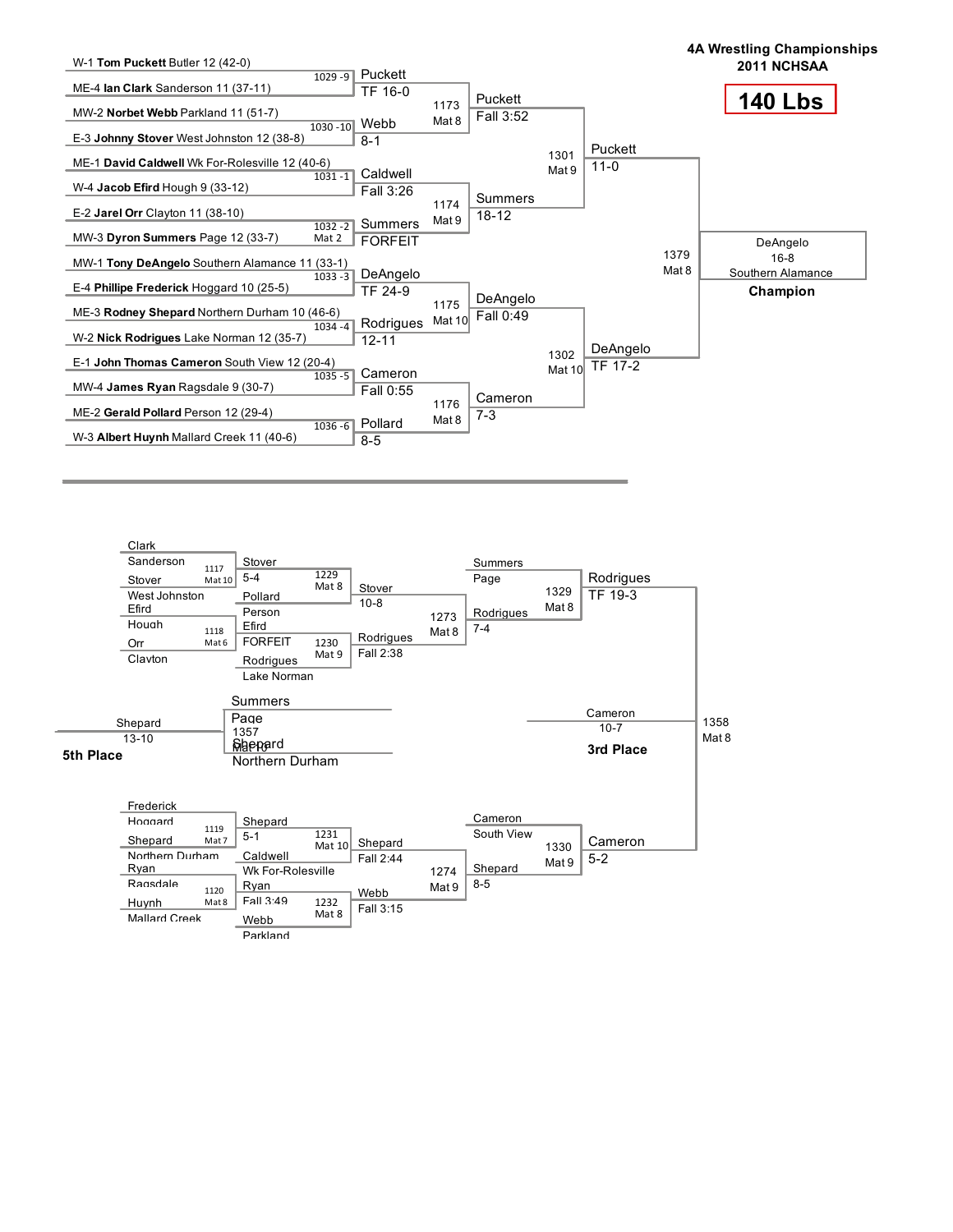# 4A Wrestling Championships
## 2011 NCHSAA
## 140 Lbs

### Championship Bracket

**First Round**

| Bout | Wrestler 1 | Wrestler 2 | Winner | Result |
|---|---|---|---|---|
| 1029 -9 | W-1 **Tom Puckett** Butler 12 (42-0) | ME-4 **Ian Clark** Sanderson 11 (37-11) | Puckett | TF 16-0 |
| 1030 -10 | MW-2 **Norbet Webb** Parkland 11 (51-7) | E-3 **Johnny Stover** West Johnston 12 (38-8) | Webb | 8-1 |
| 1031 -1 | ME-1 **David Caldwell** Wk For-Rolesville 12 (40-6) | W-4 **Jacob Efird** Hough 9 (33-12) | Caldwell | Fall 3:26 |
| 1032 -2 Mat 2 | E-2 **Jarel Orr** Clayton 11 (38-10) | MW-3 **Dyron Summers** Page 12 (33-7) | Summers | FORFEIT |
| 1033 -3 | MW-1 **Tony DeAngelo** Southern Alamance 11 (33-1) | E-4 **Phillipe Frederick** Hoggard 10 (25-5) | DeAngelo | TF 24-9 |
| 1034 -4 | ME-3 **Rodney Shepard** Northern Durham 10 (46-6) | W-2 **Nick Rodrigues** Lake Norman 12 (35-7) | Rodrigues | 12-11 |
| 1035 -5 | E-1 **John Thomas Cameron** South View 12 (20-4) | MW-4 **James Ryan** Ragsdale 9 (30-7) | Cameron | Fall 0:55 |
| 1036 -6 | ME-2 **Gerald Pollard** Person 12 (29-4) | W-3 **Albert Huynh** Mallard Creek 11 (40-6) | Pollard | 8-5 |

**Quarterfinals**

| Bout | Winner | Result |
|---|---|---|
| 1173 Mat 8 | Puckett | Fall 3:52 |
| 1174 Mat 9 | Summers | 18-12 |
| 1175 Mat 10 | DeAngelo | Fall 0:49 |
| 1176 Mat 8 | Cameron | 7-3 |

**Semifinals**

| Bout | Winner | Result |
|---|---|---|
| 1301 Mat 9 | Puckett | 11-0 |
| 1302 Mat 10 | DeAngelo | TF 17-2 |

**Final**

| Bout | Winner | Result |
|---|---|---|
| 1379 Mat 8 | DeAngelo, Southern Alamance | 16-8 |

**Champion:** DeAngelo, Southern Alamance

### Consolation Bracket

| Bout | Wrestler 1 | Wrestler 2 | Winner | Result |
|---|---|---|---|---|
| 1117 Mat 10 | Clark, Sanderson | Stover, West Johnston | Stover | 5-4 |
| 1118 Mat 6 | Efird, Hough | Orr, Clayton | Efird | FORFEIT |
| 1119 Mat 7 | Frederick, Hoggard | Shepard, Northern Durham | Shepard | 5-1 |
| 1120 Mat 8 | Ryan, Ragsdale | Huynh, Mallard Creek | Ryan | Fall 3:49 |
| 1229 Mat 8 | Stover | Pollard, Person | Stover | 10-8 |
| 1230 Mat 9 | Efird | Rodrigues, Lake Norman | Rodrigues | Fall 2:38 |
| 1231 Mat 10 | Shepard | Caldwell, Wk For-Rolesville | Shepard | Fall 2:44 |
| 1232 Mat 8 | Ryan | Webb, Parkland | Webb | Fall 3:15 |
| 1273 Mat 8 | Stover | Rodrigues | Rodrigues | 7-4 |
| 1274 Mat 9 | Shepard | Webb | Shepard | 8-5 |
| 1329 Mat 8 | Summers, Page | Rodrigues | Rodrigues | TF 19-3 |
| 1330 Mat 9 | Cameron, South View | Shepard | Cameron | 5-2 |
| 1358 Mat 8 | Rodrigues | Cameron | Cameron | 10-7 |
| 1357 Mat 10 | Summers, Page | Shepard, Northern Durham | Shepard | 13-10 |

**3rd Place:** Cameron (10-7)

**5th Place:** Shepard (13-10)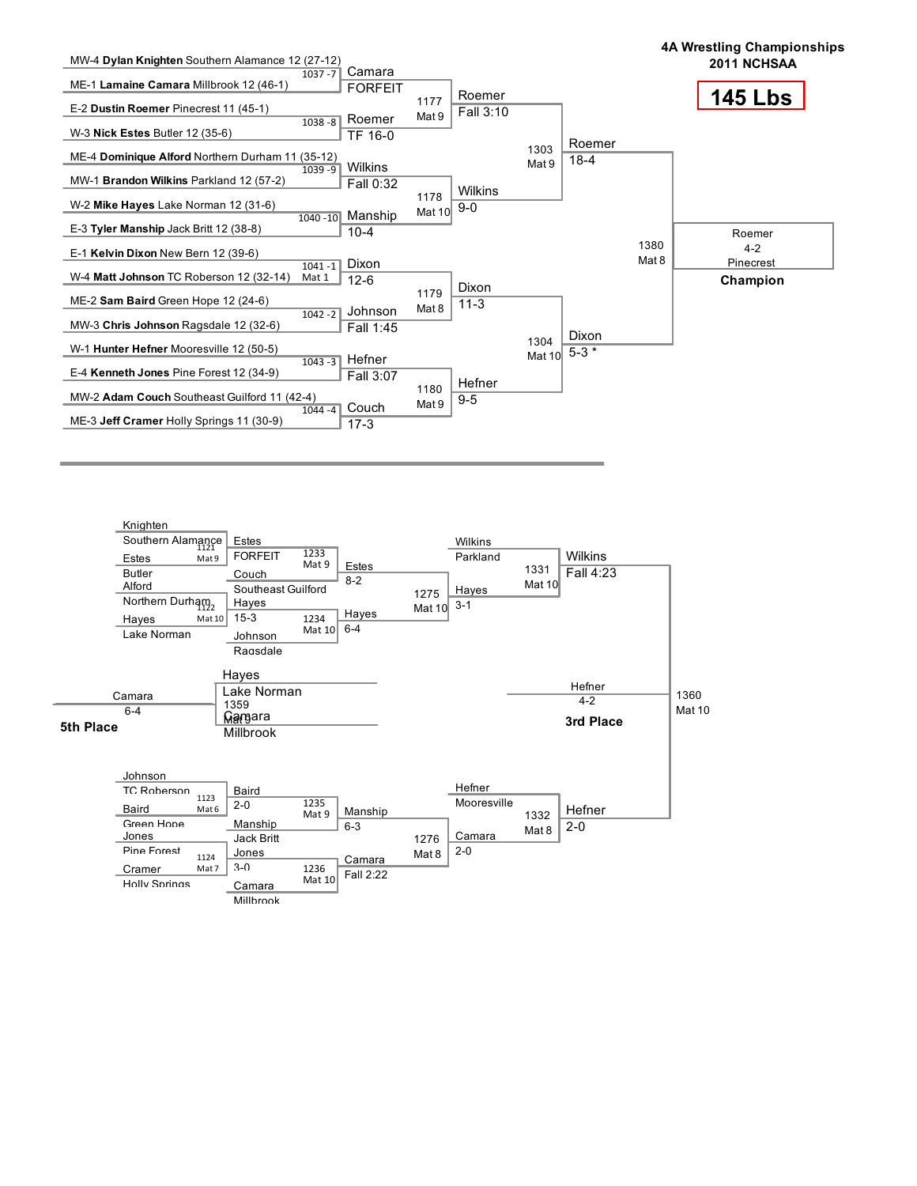# 4A Wrestling Championships
## 2011 NCHSAA
## 145 Lbs

### Championship Bracket

**First Round**

| Bout | Wrestler 1 | Wrestler 2 | Winner | Result |
|---|---|---|---|---|
| 1037 -7 | MW-4 **Dylan Knighten** Southern Alamance 12 (27-12) | ME-1 **Lamaine Camara** Millbrook 12 (46-1) | Camara | FORFEIT |
| 1038 -8 | E-2 **Dustin Roemer** Pinecrest 11 (45-1) | W-3 **Nick Estes** Butler 12 (35-6) | Roemer | TF 16-0 |
| 1039 -9 | ME-4 **Dominique Alford** Northern Durham 11 (35-12) | MW-1 **Brandon Wilkins** Parkland 12 (57-2) | Wilkins | Fall 0:32 |
| 1040 -10 | W-2 **Mike Hayes** Lake Norman 12 (31-6) | E-3 **Tyler Manship** Jack Britt 12 (38-8) | Manship | 10-4 |
| 1041 -1 Mat 1 | E-1 **Kelvin Dixon** New Bern 12 (39-6) | W-4 **Matt Johnson** TC Roberson 12 (32-14) | Dixon | 12-6 |
| 1042 -2 | ME-2 **Sam Baird** Green Hope 12 (24-6) | MW-3 **Chris Johnson** Ragsdale 12 (32-6) | Johnson | Fall 1:45 |
| 1043 -3 | W-1 **Hunter Hefner** Mooresville 12 (50-5) | E-4 **Kenneth Jones** Pine Forest 12 (34-9) | Hefner | Fall 3:07 |
| 1044 -4 | MW-2 **Adam Couch** Southeast Guilford 11 (42-4) | ME-3 **Jeff Cramer** Holly Springs 11 (30-9) | Couch | 17-3 |

**Quarterfinals**

| Bout | Winner | Result |
|---|---|---|
| 1177 Mat 9 | Roemer | Fall 3:10 |
| 1178 Mat 10 | Wilkins | 9-0 |
| 1179 Mat 8 | Dixon | 11-3 |
| 1180 Mat 9 | Hefner | 9-5 |

**Semifinals**

| Bout | Winner | Result |
|---|---|---|
| 1303 Mat 9 | Roemer | 18-4 |
| 1304 Mat 10 | Dixon | 5-3 * |

**Final**

| Bout | Winner | Result |
|---|---|---|
| 1380 Mat 8 | Roemer, Pinecrest | 4-2 |

**Champion:** Roemer, Pinecrest

### Consolation Bracket

| Bout | Wrestler 1 | Wrestler 2 | Winner | Result |
|---|---|---|---|---|
| 1121 Mat 9 | Knighten, Southern Alamance | Estes, Butler | Estes | FORFEIT |
| 1122 Mat 10 | Alford, Northern Durham | Hayes, Lake Norman | Hayes | 15-3 |
| 1123 Mat 6 | Johnson, TC Roberson | Baird, Green Hope | Baird | 2-0 |
| 1124 Mat 7 | Jones, Pine Forest | Cramer, Holly Springs | Jones | 3-0 |
| 1233 Mat 9 | Estes | Couch, Southeast Guilford | Estes | 8-2 |
| 1234 Mat 10 | Hayes | Johnson, Ragsdale | Hayes | 6-4 |
| 1235 Mat 9 | Baird | Manship, Jack Britt | Manship | 6-3 |
| 1236 Mat 10 | Jones | Camara, Millbrook | Camara | Fall 2:22 |
| 1275 Mat 10 | Estes | Hayes | Hayes | 3-1 |
| 1276 Mat 8 | Manship | Camara | Camara | 2-0 |
| 1331 Mat 10 | Wilkins, Parkland | Hayes | Wilkins | Fall 4:23 |
| 1332 Mat 8 | Hefner, Mooresville | Camara | Hefner | 2-0 |

**3rd Place** (1360 Mat 10): Hefner 4-2

**5th Place** (1359 Mat 9): Hayes, Lake Norman vs. Camara, Millbrook — Camara 6-4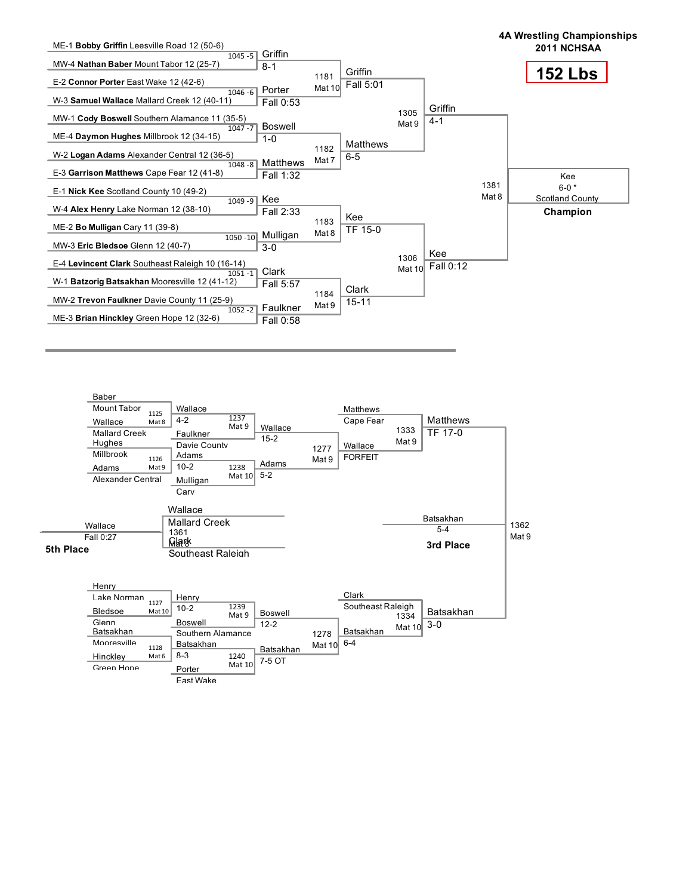**4A Wrestling Championships**
**2011 NCHSAA**

# 152 Lbs

## Championship Bracket

### First Round

| Bout | Wrestler 1 | Wrestler 2 | Winner | Result |
|---|---|---|---|---|
| 1045 -5 | ME-1 **Bobby Griffin** Leesville Road 12 (50-6) | MW-4 **Nathan Baber** Mount Tabor 12 (25-7) | Griffin | 8-1 |
| 1046 -6 | E-2 **Connor Porter** East Wake 12 (42-6) | W-3 **Samuel Wallace** Mallard Creek 12 (40-11) | Porter | Fall 0:53 |
| 1047 -7 | MW-1 **Cody Boswell** Southern Alamance 11 (35-5) | ME-4 **Daymon Hughes** Millbrook 12 (34-15) | Boswell | 1-0 |
| 1048 -8 | W-2 **Logan Adams** Alexander Central 12 (36-5) | E-3 **Garrison Matthews** Cape Fear 12 (41-8) | Matthews | Fall 1:32 |
| 1049 -9 | E-1 **Nick Kee** Scotland County 10 (49-2) | W-4 **Alex Henry** Lake Norman 12 (38-10) | Kee | Fall 2:33 |
| 1050 -10 | ME-2 **Bo Mulligan** Cary 11 (39-8) | MW-3 **Eric Bledsoe** Glenn 12 (40-7) | Mulligan | 3-0 |
| 1051 -1 | E-4 **Levincent Clark** Southeast Raleigh 10 (16-14) | W-1 **Batzorig Batsakhan** Mooresville 12 (41-12) | Clark | Fall 5:57 |
| 1052 -2 | MW-2 **Trevon Faulkner** Davie County 11 (25-9) | ME-3 **Brian Hinckley** Green Hope 12 (32-6) | Faulkner | Fall 0:58 |

### Quarterfinals

| Bout | Mat | Winner | Result |
|---|---|---|---|
| 1181 | Mat 10 | Griffin | Fall 5:01 |
| 1182 | Mat 7 | Matthews | 6-5 |
| 1183 | Mat 8 | Kee | TF 15-0 |
| 1184 | Mat 9 | Clark | 15-11 |

### Semifinals

| Bout | Mat | Winner | Result |
|---|---|---|---|
| 1305 | Mat 9 | Griffin | 4-1 |
| 1306 | Mat 10 | Kee | Fall 0:12 |

### Final

| Bout | Mat | Winner | Result |
|---|---|---|---|
| 1381 | Mat 8 | Kee, Scotland County | 6-0 * |

**Champion:** Kee, Scotland County

## Consolation Bracket

### Consolation Round 1

| Bout | Mat | Wrestler 1 | Wrestler 2 |
|---|---|---|---|
| 1125 | Mat 8 | Baber, Mount Tabor | Wallace, Mallard Creek |
| 1126 | Mat 9 | Hughes, Millbrook | Adams, Alexander Central |
| 1127 | Mat 10 | Henry, Lake Norman | Bledsoe, Glenn |
| 1128 | Mat 6 | Batsakhan, Mooresville | Hinckley, Green Hope |

### Consolation Round 2

| Bout | Mat | Wrestler 1 | Wrestler 2 | Winner | Result |
|---|---|---|---|---|---|
| 1237 | Mat 9 | Wallace | Faulkner, Davie County | Wallace | 4-2 |
| 1238 | Mat 10 | Adams | Mulligan, Cary | Adams | 10-2 |
| 1239 | Mat 9 | Henry | Boswell, Southern Alamance | Henry | 10-2 |
| 1240 | Mat 10 | Batsakhan | Porter, East Wake | Batsakhan | 8-3 |

### Consolation Quarterfinals

| Bout | Mat | Winner | Result |
|---|---|---|---|
| 1277 | Mat 9 | Wallace | 15-2 |
| 1278 | Mat 10 | Boswell | 12-2 |

Note: bout 1278 — Boswell 12-2; Batsakhan 7-5 OT.

### Consolation Semifinals

| Bout | Mat | Wrestler 1 | Wrestler 2 | Winner | Result |
|---|---|---|---|---|---|
| 1333 | Mat 9 | Matthews, Cape Fear | Wallace | Matthews | FORFEIT |
| 1334 | Mat 10 | Clark, Southeast Raleigh | Batsakhan | Batsakhan | 6-4 |

### Consolation Finals

| Bout | Mat | Winner | Result |
|---|---|---|---|
| 1333 | Mat 9 | Matthews | TF 17-0 |
| 1334 | Mat 10 | Batsakhan | 3-0 |

### 3rd Place

| Bout | Mat | Winner | Result |
|---|---|---|---|
| 1362 | Mat 9 | Batsakhan | 5-4 |

**3rd Place:** Batsakhan

### 5th Place

| Bout | Mat | Wrestler 1 | Wrestler 2 | Winner | Result |
|---|---|---|---|---|---|
| 1361 | Mat 8 | Wallace, Mallard Creek | Clark, Southeast Raleigh | Wallace | Fall 0:27 |

**5th Place:** Wallace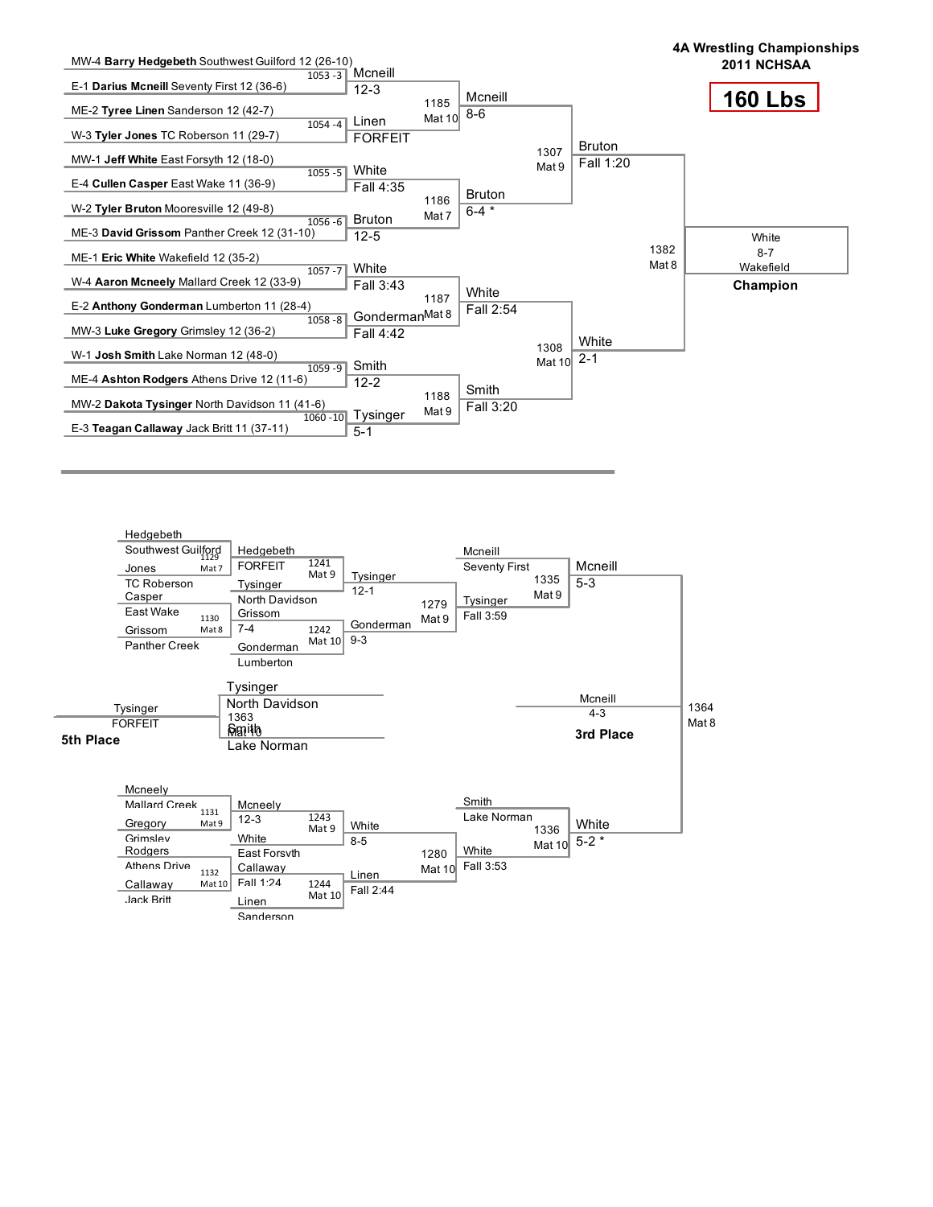# 4A Wrestling Championships
## 2011 NCHSAA

## 160 Lbs

### Championship Bracket

**First Round**

| Bout | Wrestler 1 | Wrestler 2 | Winner | Result |
|---|---|---|---|---|
| 1053 -3 | MW-4 **Barry Hedgebeth** Southwest Guilford 12 (26-10) | E-1 **Darius Mcneill** Seventy First 12 (36-6) | Mcneill | 12-3 |
| 1054 -4 | ME-2 **Tyree Linen** Sanderson 12 (42-7) | W-3 **Tyler Jones** TC Roberson 11 (29-7) | Linen | FORFEIT |
| 1055 -5 | MW-1 **Jeff White** East Forsyth 12 (18-0) | E-4 **Cullen Casper** East Wake 11 (36-9) | White | Fall 4:35 |
| 1056 -6 | W-2 **Tyler Bruton** Mooresville 12 (49-8) | ME-3 **David Grissom** Panther Creek 12 (31-10) | Bruton | 12-5 |
| 1057 -7 | ME-1 **Eric White** Wakefield 12 (35-2) | W-4 **Aaron Mcneely** Mallard Creek 12 (33-9) | White | Fall 3:43 |
| 1058 -8 | E-2 **Anthony Gonderman** Lumberton 11 (28-4) | MW-3 **Luke Gregory** Grimsley 12 (36-2) | Gonderman | Fall 4:42 |
| 1059 -9 | W-1 **Josh Smith** Lake Norman 12 (48-0) | ME-4 **Ashton Rodgers** Athens Drive 12 (11-6) | Smith | 12-2 |
| 1060 -10 | MW-2 **Dakota Tysinger** North Davidson 11 (41-6) | E-3 **Teagan Callaway** Jack Britt 11 (37-11) | Tysinger | 5-1 |

**Quarterfinals**

| Bout | Mat | Winner | Result |
|---|---|---|---|
| 1185 | Mat 10 | Mcneill | 8-6 |
| 1186 | Mat 7 | Bruton | 6-4 * |
| 1187 | Mat 8 | White | Fall 2:54 |
| 1188 | Mat 9 | Smith | Fall 3:20 |

**Semifinals**

| Bout | Mat | Winner | Result |
|---|---|---|---|
| 1307 | Mat 9 | Bruton | Fall 1:20 |
| 1308 | Mat 10 | White | 2-1 |

**Final**

| Bout | Mat | Winner | Result |
|---|---|---|---|
| 1382 | Mat 8 | White, Wakefield | 8-7 |

**Champion:** White, Wakefield (8-7)

### Consolation Bracket

| Bout | Mat | Wrestler 1 | Wrestler 2 | Winner | Result |
|---|---|---|---|---|---|
| 1129 | Mat 7 | Hedgebeth, Southwest Guilford | Jones, TC Roberson | Hedgebeth | FORFEIT |
| 1130 | Mat 8 | Casper, East Wake | Grissom, Panther Creek | Grissom | 7-4 |
| 1131 | Mat 9 | Mcneely, Mallard Creek | Gregory, Grimsley | Mcneely | 12-3 |
| 1132 | Mat 10 | Rodgers, Athens Drive | Callaway, Jack Britt | Callaway | Fall 1:24 |
| 1241 | Mat 9 | Hedgebeth | Tysinger, North Davidson | Tysinger | 12-1 |
| 1242 | Mat 10 | Grissom | Gonderman, Lumberton | Gonderman | 9-3 |
| 1243 | Mat 9 | Mcneely | White, East Forsyth | White | 8-5 |
| 1244 | Mat 10 | Callaway | Linen, Sanderson | Linen | Fall 2:44 |
| 1279 | Mat 9 | Tysinger | Gonderman | Tysinger | Fall 3:59 |
| 1280 | Mat 10 | White | Linen | White | Fall 3:53 |
| 1335 | Mat 9 | Mcneill, Seventy First | Tysinger | Mcneill | 5-3 |
| 1336 | Mat 10 | Smith, Lake Norman | White | White | 5-2 * |

**3rd Place** — Bout 1364, Mat 8: Mcneill 4-3

**5th Place** — Bout 1363, Mat 10: Tysinger, North Davidson vs. Smith, Lake Norman — Tysinger, FORFEIT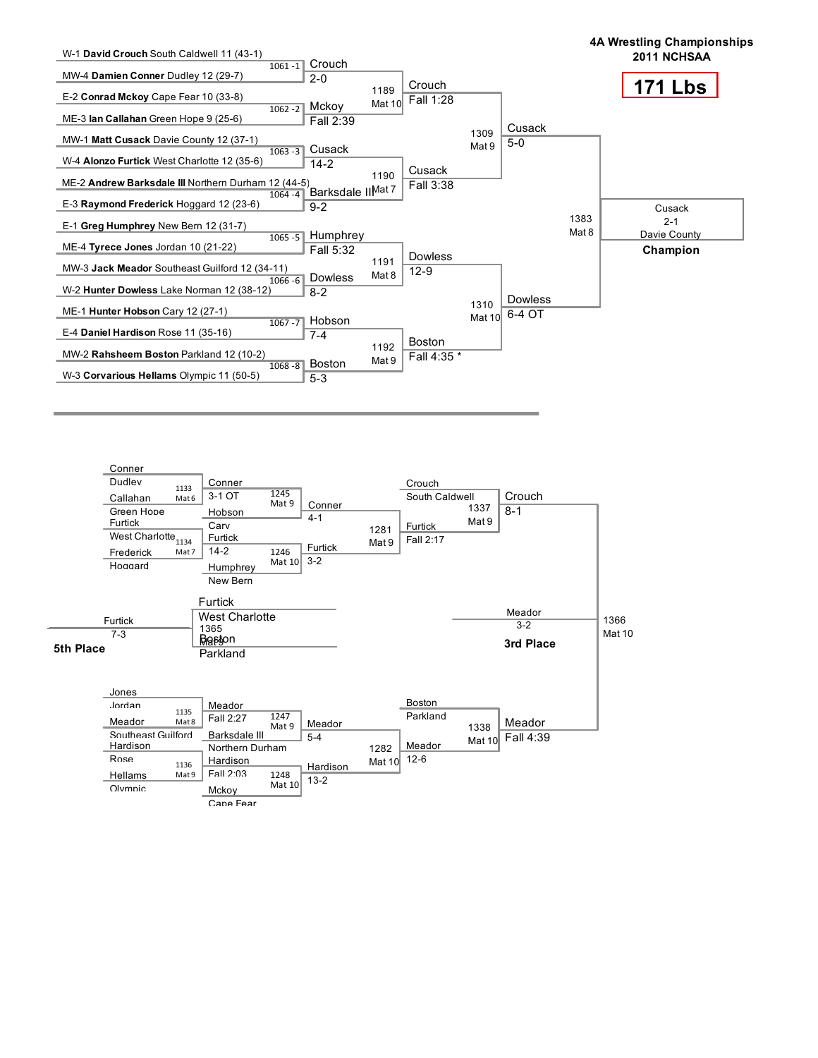# 4A Wrestling Championships
## 2011 NCHSAA

## 171 Lbs

### Championship Bracket

**First Round**

| Bout | Wrestler 1 | Wrestler 2 | Winner | Result |
|---|---|---|---|---|
| 1061 -1 | W-1 **David Crouch** South Caldwell 11 (43-1) | MW-4 **Damien Conner** Dudley 12 (29-7) | Crouch | 2-0 |
| 1062 -2 | E-2 **Conrad Mckoy** Cape Fear 10 (33-8) | ME-3 **Ian Callahan** Green Hope 9 (25-6) | Mckoy | Fall 2:39 |
| 1063 -3 | MW-1 **Matt Cusack** Davie County 12 (37-1) | W-4 **Alonzo Furtick** West Charlotte 12 (35-6) | Cusack | 14-2 |
| 1064 -4 | ME-2 **Andrew Barksdale III** Northern Durham 12 (44-5) | E-3 **Raymond Frederick** Hoggard 12 (23-6) | Barksdale III | 9-2 |
| 1065 -5 | E-1 **Greg Humphrey** New Bern 12 (31-7) | ME-4 **Tyrece Jones** Jordan 10 (21-22) | Humphrey | Fall 5:32 |
| 1066 -6 | MW-3 **Jack Meador** Southeast Guilford 12 (34-11) | W-2 **Hunter Dowless** Lake Norman 12 (38-12) | Dowless | 8-2 |
| 1067 -7 | ME-1 **Hunter Hobson** Cary 12 (27-1) | E-4 **Daniel Hardison** Rose 11 (35-16) | Hobson | 7-4 |
| 1068 -8 | MW-2 **Rahsheem Boston** Parkland 12 (10-2) | W-3 **Corvarious Hellams** Olympic 11 (50-5) | Boston | 5-3 |

**Quarterfinals**

| Bout | Mat | Winner | Result |
|---|---|---|---|
| 1189 | Mat 10 | Crouch | Fall 1:28 |
| 1190 | Mat 7 | Cusack | Fall 3:38 |
| 1191 | Mat 8 | Dowless | 12-9 |
| 1192 | Mat 9 | Boston | Fall 4:35 * |

**Semifinals**

| Bout | Mat | Winner | Result |
|---|---|---|---|
| 1309 | Mat 9 | Cusack | 5-0 |
| 1310 | Mat 10 | Dowless | 6-4 OT |

**Final**

| Bout | Mat | Winner | Result |
|---|---|---|---|
| 1383 | Mat 8 | Cusack, Davie County | 2-1 |

**Champion:** Cusack, Davie County

### Consolation Bracket

| Bout | Mat | Wrestler 1 | Wrestler 2 | Winner | Result |
|---|---|---|---|---|---|
| 1133 | Mat 6 | Conner, Dudley | Callahan, Green Hope | Conner | 3-1 OT |
| 1134 | Mat 7 | Furtick, West Charlotte | Frederick, Hoggard | Furtick | 14-2 |
| 1135 | Mat 8 | Jones, Jordan | Meador, Southeast Guilford | Meador | Fall 2:27 |
| 1136 | Mat 9 | Hardison, Rose | Hellams, Olympic | Hardison | Fall 2:03 |
| 1245 | Mat 9 | Conner | Hobson, Cary | Conner | 4-1 |
| 1246 | Mat 10 | Furtick | Humphrey, New Bern | Furtick | 3-2 |
| 1247 | Mat 9 | Meador | Barksdale III, Northern Durham | Meador | 5-4 |
| 1248 | Mat 10 | Hardison | Mckoy, Cape Fear | Hardison | 13-2 |
| 1281 | Mat 9 | Conner | Furtick | Furtick | Fall 2:17 |
| 1282 | Mat 10 | Meador | Hardison | Meador | 12-6 |
| 1337 | Mat 9 | Crouch, South Caldwell | Furtick | Crouch | 8-1 |
| 1338 | Mat 10 | Boston, Parkland | Meador | Meador | Fall 4:39 |
| 1366 | Mat 10 | Crouch | Meador | Meador | 3-2 |
| 1365 | Mat 9 | Furtick, West Charlotte | Boston, Parkland | Furtick | 7-3 |

**3rd Place:** Meador 3-2

**5th Place:** Furtick 7-3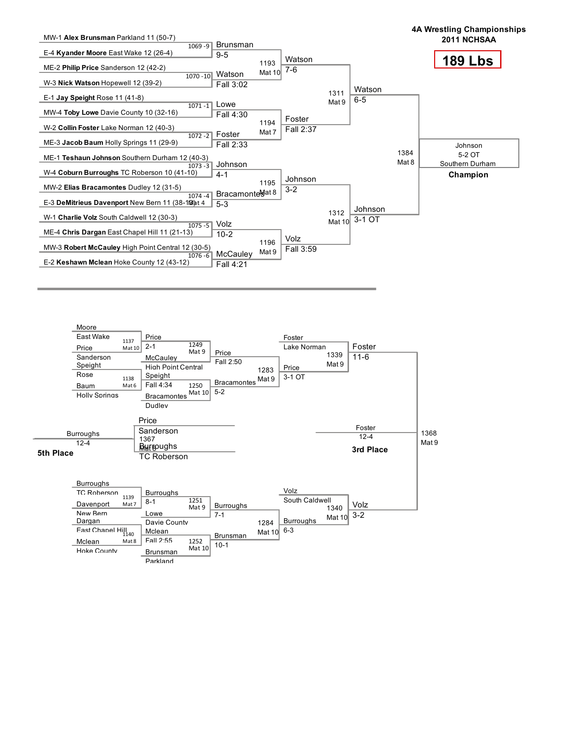# 4A Wrestling Championships
## 2011 NCHSAA

## 189 Lbs

### Championship Bracket

**First Round**

- MW-1 **Alex Brunsman** Parkland 11 (50-7) vs. E-4 **Kyander Moore** East Wake 12 (26-4) — 1069 -9 — Brunsman 9-5
- ME-2 **Philip Price** Sanderson 12 (42-2) vs. W-3 **Nick Watson** Hopewell 12 (39-2) — 1070 -10 — Watson Fall 3:02
- E-1 **Jay Speight** Rose 11 (41-8) vs. MW-4 **Toby Lowe** Davie County 10 (32-16) — 1071 -1 — Lowe Fall 4:30
- W-2 **Collin Foster** Lake Norman 12 (40-3) vs. ME-3 **Jacob Baum** Holly Springs 11 (29-9) — 1072 -2 — Foster Fall 2:33
- ME-1 **Teshaun Johnson** Southern Durham 12 (40-3) vs. W-4 **Coburn Burroughs** TC Roberson 10 (41-10) — 1073 -3 — Johnson 4-1
- MW-2 **Elias Bracamontes** Dudley 12 (31-5) vs. E-3 **DeMitrieus Davenport** New Bern 11 (38-10) — 1074 -4 Mat 4 — Bracamontes 5-3
- W-1 **Charlie Volz** South Caldwell 12 (30-3) vs. ME-4 **Chris Dargan** East Chapel Hill 11 (21-13) — 1075 -5 — Volz 10-2
- MW-3 **Robert McCauley** High Point Central 12 (30-5) vs. E-2 **Keshawn Mclean** Hoke County 12 (43-12) — 1076 -6 — McCauley Fall 4:21

**Quarterfinals**

- 1193 Mat 10 — Watson 7-6
- 1194 Mat 7 — Foster Fall 2:37
- 1195 Mat 8 — Johnson 3-2
- 1196 Mat 9 — Volz Fall 3:59

**Semifinals**

- 1311 Mat 9 — Watson 6-5
- 1312 Mat 10 — Johnson 3-1 OT

**Final**

- 1384 Mat 8 — Johnson 5-2 OT, Southern Durham — **Champion**

### Consolation Bracket

**Upper Consolation**

- 1137 Mat 10 — Moore (East Wake) vs. Price (Sanderson) — Price 2-1
- 1138 Mat 6 — Speight (Rose) vs. Baum (Holly Springs) — Speight Fall 4:34
- 1249 Mat 9 — Price vs. McCauley (High Point Central) — Price Fall 2:50
- 1250 Mat 10 — Speight vs. Bracamontes (Dudley) — Bracamontes 5-2
- 1283 Mat 9 — Price vs. Bracamontes — Price 3-1 OT
- 1339 Mat 9 — Foster (Lake Norman) vs. Price — Foster 11-6

**Lower Consolation**

- 1139 Mat 7 — Burroughs (TC Roberson) vs. Davenport (New Bern) — Burroughs 8-1
- 1140 Mat 8 — Dargan (East Chapel Hill) vs. Mclean (Hoke County) — Mclean Fall 2:55
- 1251 Mat 9 — Burroughs vs. Lowe (Davie County) — Burroughs 7-1
- 1252 Mat 10 — Mclean vs. Brunsman (Parkland) — Brunsman 10-1
- 1284 Mat 10 — Burroughs vs. Brunsman — Burroughs 6-3
- 1340 Mat 10 — Volz (South Caldwell) vs. Burroughs — Volz 3-2

**3rd Place**

- 1368 Mat 9 — Foster vs. Volz — Foster 12-4 — **3rd Place**

**5th Place**

- 1367 Mat 8 — Price (Sanderson) vs. Burroughs (TC Roberson) — Burroughs 12-4 — **5th Place**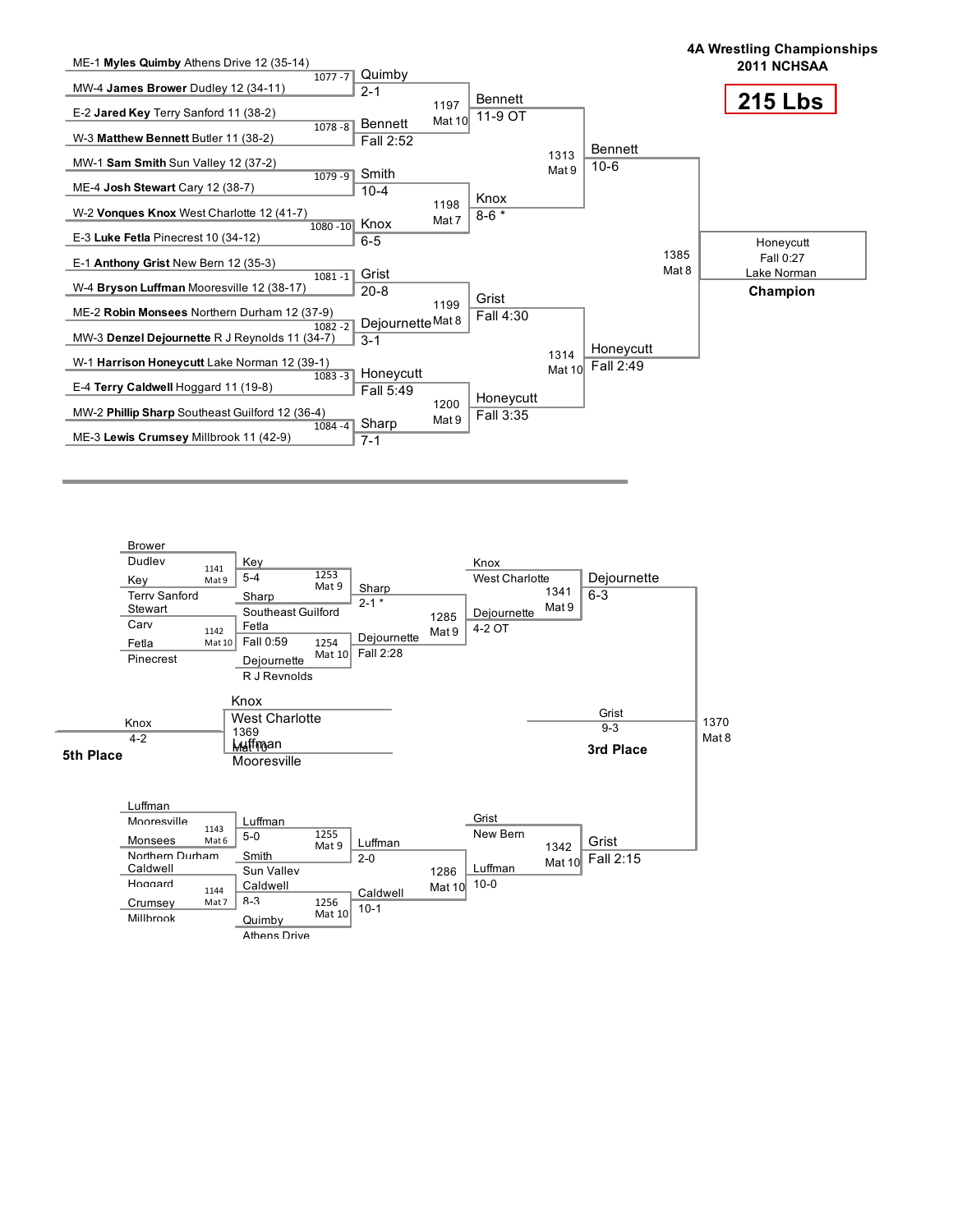# 4A Wrestling Championships
## 2011 NCHSAA

## 215 Lbs

### Championship Bracket

**First Round**

| Bout | Wrestler 1 | Wrestler 2 | Winner | Result |
|---|---|---|---|---|
| 1077 -7 | ME-1 **Myles Quimby** Athens Drive 12 (35-14) | MW-4 **James Brower** Dudley 12 (34-11) | Quimby | 2-1 |
| 1078 -8 | E-2 **Jared Key** Terry Sanford 11 (38-2) | W-3 **Matthew Bennett** Butler 11 (38-2) | Bennett | Fall 2:52 |
| 1079 -9 | MW-1 **Sam Smith** Sun Valley 12 (37-2) | ME-4 **Josh Stewart** Cary 12 (38-7) | Smith | 10-4 |
| 1080 -10 | W-2 **Vonques Knox** West Charlotte 12 (41-7) | E-3 **Luke Fetla** Pinecrest 10 (34-12) | Knox | 6-5 |
| 1081 -1 | E-1 **Anthony Grist** New Bern 12 (35-3) | W-4 **Bryson Luffman** Mooresville 12 (38-17) | Grist | 20-8 |
| 1082 -2 | ME-2 **Robin Monsees** Northern Durham 12 (37-9) | MW-3 **Denzel Dejournette** R J Reynolds 11 (34-7) | Dejournette | 3-1 |
| 1083 -3 | W-1 **Harrison Honeycutt** Lake Norman 12 (39-1) | E-4 **Terry Caldwell** Hoggard 11 (19-8) | Honeycutt | Fall 5:49 |
| 1084 -4 | MW-2 **Phillip Sharp** Southeast Guilford 12 (36-4) | ME-3 **Lewis Crumsey** Millbrook 11 (42-9) | Sharp | 7-1 |

**Quarterfinals**

| Bout | Mat | Winner | Result |
|---|---|---|---|
| 1197 | Mat 10 | Bennett | 11-9 OT |
| 1198 | Mat 7 | Knox | 8-6 * |
| 1199 | Mat 8 | Grist | Fall 4:30 |
| 1200 | Mat 9 | Honeycutt | Fall 3:35 |

**Semifinals**

| Bout | Mat | Winner | Result |
|---|---|---|---|
| 1313 | Mat 9 | Bennett | 10-6 |
| 1314 | Mat 10 | Honeycutt | Fall 2:49 |

**Final**

| Bout | Mat | Winner | Result |
|---|---|---|---|
| 1385 | Mat 8 | Honeycutt, Lake Norman | Fall 0:27 |

**Champion:** Honeycutt, Lake Norman

### Consolation Bracket

| Bout | Mat | Wrestler 1 | Wrestler 2 | Winner | Result |
|---|---|---|---|---|---|
| 1141 | Mat 9 | Brower, Dudley | Key, Terry Sanford | Key | 5-4 |
| 1142 | Mat 10 | Stewart, Cary | Fetla, Pinecrest | Fetla | Fall 0:59 |
| 1143 | Mat 6 | Luffman, Mooresville | Monsees, Northern Durham | Luffman | 5-0 |
| 1144 | Mat 7 | Caldwell, Hoggard | Crumsey, Millbrook | Caldwell | 8-3 |
| 1253 | Mat 9 | Key | Sharp, Southeast Guilford | Sharp | 2-1 * |
| 1254 | Mat 10 | Fetla | Dejournette, R J Reynolds | Dejournette | Fall 2:28 |
| 1255 | Mat 9 | Luffman | Smith, Sun Valley | Luffman | 2-0 |
| 1256 | Mat 10 | Caldwell | Quimby, Athens Drive | Caldwell | 10-1 |
| 1285 | Mat 9 | Sharp | Dejournette | Dejournette | 4-2 OT |
| 1286 | Mat 10 | Luffman | Caldwell | Luffman | 10-0 |
| 1341 | Mat 9 | Knox, West Charlotte | Dejournette | Dejournette | 6-3 |
| 1342 | Mat 10 | Grist, New Bern | Luffman | Grist | Fall 2:15 |
| 1370 | Mat 8 | Dejournette | Grist | Grist | 9-3 |
| 1369 | Mat 10 | Knox, West Charlotte | Luffman, Mooresville | Knox | 4-2 |

**3rd Place:** Grist 9-3

**5th Place:** Knox 4-2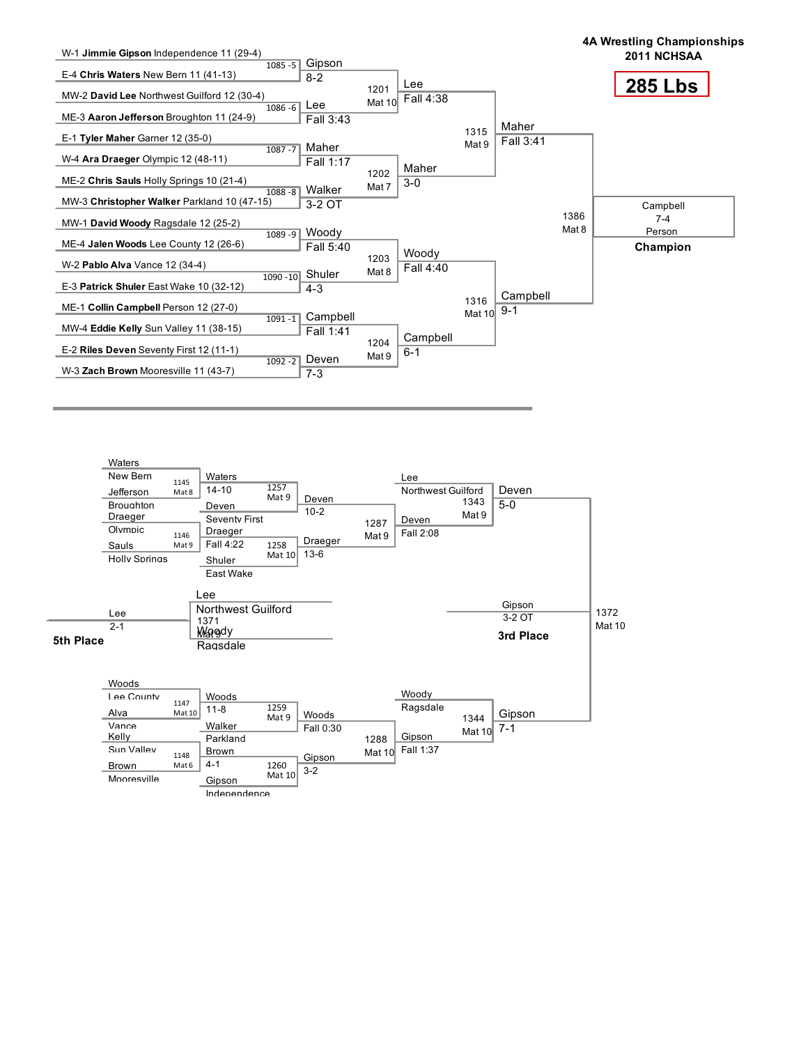# 4A Wrestling Championships
## 2011 NCHSAA

## 285 Lbs

### Championship Bracket

W-1 **Jimmie Gipson** Independence 11 (29-4)
E-4 **Chris Waters** New Bern 11 (41-13)
1085 -5 Gipson 8-2

MW-2 **David Lee** Northwest Guilford 12 (30-4)
ME-3 **Aaron Jefferson** Broughton 11 (24-9)
1086 -6 Lee Fall 3:43

E-1 **Tyler Maher** Garner 12 (35-0)
W-4 **Ara Draeger** Olympic 12 (48-11)
1087 -7 Maher Fall 1:17

ME-2 **Chris Sauls** Holly Springs 10 (21-4)
MW-3 **Christopher Walker** Parkland 10 (47-15)
1088 -8 Walker 3-2 OT

MW-1 **David Woody** Ragsdale 12 (25-2)
ME-4 **Jalen Woods** Lee County 12 (26-6)
1089 -9 Woody Fall 5:40

W-2 **Pablo Alva** Vance 12 (34-4)
E-3 **Patrick Shuler** East Wake 10 (32-12)
1090 -10 Shuler 4-3

ME-1 **Collin Campbell** Person 12 (27-0)
MW-4 **Eddie Kelly** Sun Valley 11 (38-15)
1091 -1 Campbell Fall 1:41

E-2 **Riles Deven** Seventy First 12 (11-1)
W-3 **Zach Brown** Mooresville 11 (43-7)
1092 -2 Deven 7-3

1201 Mat 10: Lee Fall 4:38
1202 Mat 7: Maher 3-0
1203 Mat 8: Woody Fall 4:40
1204 Mat 9: Campbell 6-1

1315 Mat 9: Maher Fall 3:41
1316 Mat 10: Campbell 9-1

1386 Mat 8: Campbell 7-4 Person

**Champion**

### Consolation Bracket

1145 Mat 8: Waters (New Bern) vs. Jefferson (Broughton) — Waters 14-10
1146 Mat 9: Draeger (Olympic) vs. Sauls (Holly Springs) — Draeger Fall 4:22
1257 Mat 9: Waters vs. Deven (Seventy First) — Deven 10-2
1258 Mat 10: Draeger vs. Shuler (East Wake) — Draeger 13-6
1287 Mat 9: Deven vs. Draeger — Deven Fall 2:08
1343 Mat 9: Lee (Northwest Guilford) vs. Deven — Deven 5-0

1147 Mat 10: Woods (Lee County) vs. Alva (Vance) — Woods 11-8
1148 Mat 6: Kelly (Sun Valley) vs. Brown (Mooresville) — Brown 4-1
1259 Mat 9: Woods vs. Walker (Parkland) — Woods Fall 0:30
1260 Mat 10: Brown vs. Gipson (Independence) — Gipson 3-2
1288 Mat 10: Woods vs. Gipson — Gipson Fall 1:37
1344 Mat 10: Woody (Ragsdale) vs. Gipson — Gipson 7-1

1371 Mat 9: Lee (Northwest Guilford) vs. Woody (Ragsdale) — Lee 2-1
**5th Place**

1372 Mat 10: Gipson 3-2 OT
**3rd Place**